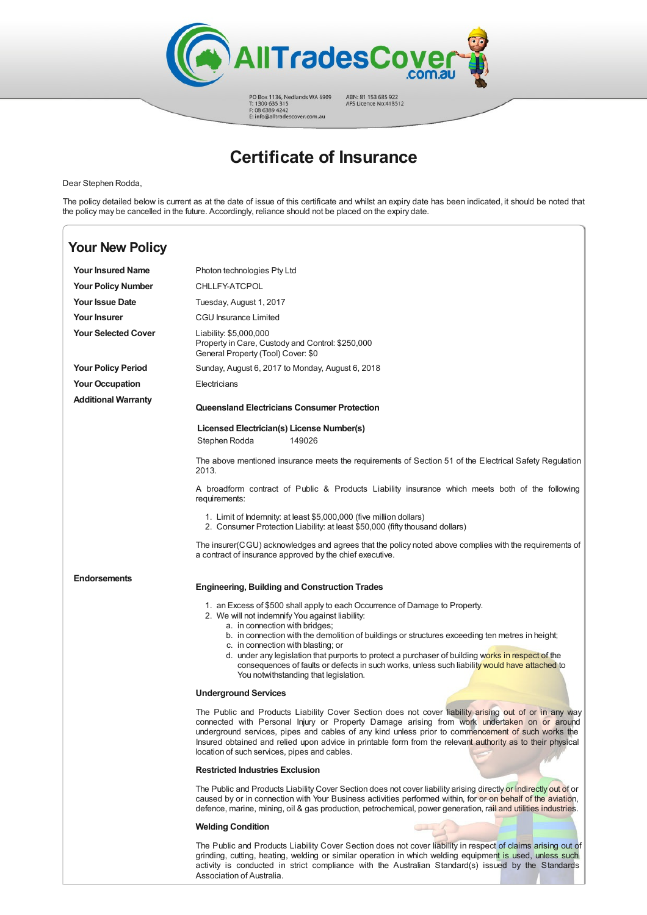AllTradesCover.com.au

PO Box 1136, Nedlands WA 6909
T: 1300 635 315
F: 08 6389 4242
E: info@alltradescover.com.au

ABN: 81 153 685 922
AFS Licence No:418512

# Certificate of Insurance

Dear Stephen Rodda,

The policy detailed below is current as at the date of issue of this certificate and whilst an expiry date has been indicated, it should be noted that the policy may be cancelled in the future. Accordingly, reliance should not be placed on the expiry date.

## Your New Policy

| | |
|---|---|
| **Your Insured Name** | Photon technologies Pty Ltd |
| **Your Policy Number** | CHLLFY-ATCPOL |
| **Your Issue Date** | Tuesday, August 1, 2017 |
| **Your Insurer** | CGU Insurance Limited |
| **Your Selected Cover** | Liability: $5,000,000<br>Property in Care, Custody and Control: $250,000<br>General Property (Tool) Cover: $0 |
| **Your Policy Period** | Sunday, August 6, 2017 to Monday, August 6, 2018 |
| **Your Occupation** | Electricians |

**Additional Warranty**

**Queensland Electricians Consumer Protection**

**Licensed Electrician(s) License Number(s)**

Stephen Rodda 149026

The above mentioned insurance meets the requirements of Section 51 of the Electrical Safety Regulation 2013.

A broadform contract of Public & Products Liability insurance which meets both of the following requirements:

1. Limit of Indemnity: at least $5,000,000 (five million dollars)
2. Consumer Protection Liability: at least $50,000 (fifty thousand dollars)

The insurer(CGU) acknowledges and agrees that the policy noted above complies with the requirements of a contract of insurance approved by the chief executive.

**Endorsements**

**Engineering, Building and Construction Trades**

1. an Excess of $500 shall apply to each Occurrence of Damage to Property.
2. We will not indemnify You against liability:
   a. in connection with bridges;
   b. in connection with the demolition of buildings or structures exceeding ten metres in height;
   c. in connection with blasting; or
   d. under any legislation that purports to protect a purchaser of building works in respect of the consequences of faults or defects in such works, unless such liability would have attached to You notwithstanding that legislation.

**Underground Services**

The Public and Products Liability Cover Section does not cover liability arising out of or in any way connected with Personal Injury or Property Damage arising from work undertaken on or around underground services, pipes and cables of any kind unless prior to commencement of such works the Insured obtained and relied upon advice in printable form from the relevant authority as to their physical location of such services, pipes and cables.

**Restricted Industries Exclusion**

The Public and Products Liability Cover Section does not cover liability arising directly or indirectly out of or caused by or in connection with Your Business activities performed within, for or on behalf of the aviation, defence, marine, mining, oil & gas production, petrochemical, power generation, rail and utilities industries.

**Welding Condition**

The Public and Products Liability Cover Section does not cover liability in respect of claims arising out of grinding, cutting, heating, welding or similar operation in which welding equipment is used, unless such activity is conducted in strict compliance with the Australian Standard(s) issued by the Standards Association of Australia.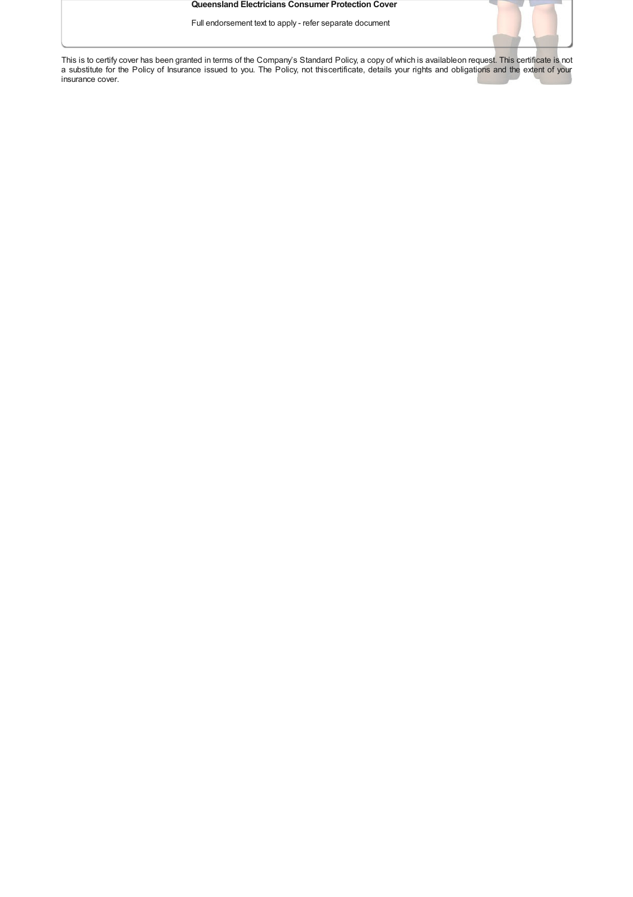**Queensland Electricians Consumer Protection Cover**

Full endorsement text to apply - refer separate document

This is to certify cover has been granted in terms of the Company's Standard Policy, a copy of which is availableon request. This certificate is not a substitute for the Policy of Insurance issued to you. The Policy, not thiscertificate, details your rights and obligations and the extent of your insurance cover.